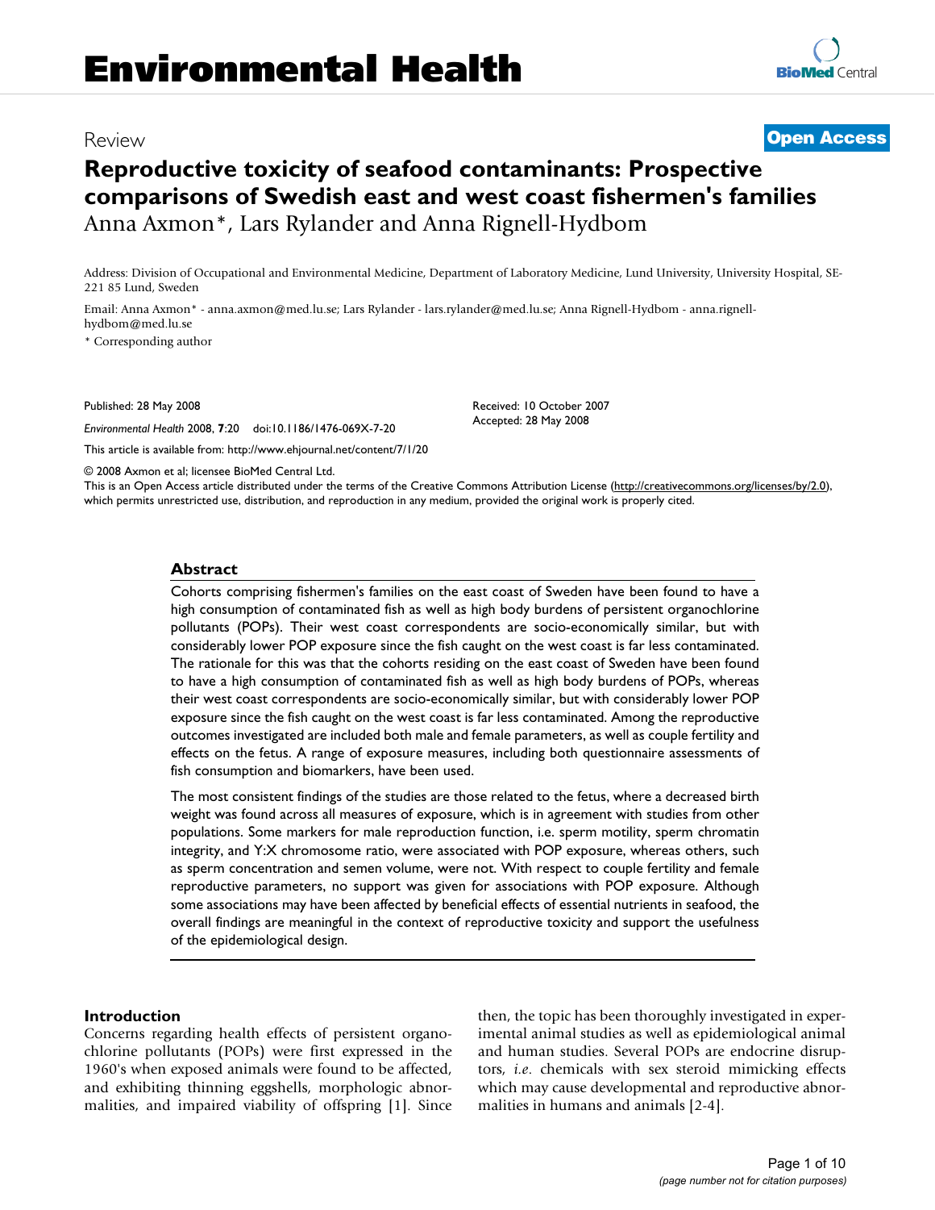# Environmental Health

Review

**Open Access**

# Reproductive toxicity of seafood contaminants: Prospective comparisons of Swedish east and west coast fishermen's families

Anna Axmon*, Lars Rylander and Anna Rignell-Hydbom

Address: Division of Occupational and Environmental Medicine, Department of Laboratory Medicine, Lund University, University Hospital, SE-221 85 Lund, Sweden

Email: Anna Axmon* - anna.axmon@med.lu.se; Lars Rylander - lars.rylander@med.lu.se; Anna Rignell-Hydbom - anna.rignell-hydbom@med.lu.se

* Corresponding author

Published: 28 May 2008

*Environmental Health* 2008, **7**:20 doi:10.1186/1476-069X-7-20

Received: 10 October 2007
Accepted: 28 May 2008

This article is available from: http://www.ehjournal.net/content/7/1/20

© 2008 Axmon et al; licensee BioMed Central Ltd.

This is an Open Access article distributed under the terms of the Creative Commons Attribution License (http://creativecommons.org/licenses/by/2.0), which permits unrestricted use, distribution, and reproduction in any medium, provided the original work is properly cited.

## Abstract

Cohorts comprising fishermen's families on the east coast of Sweden have been found to have a high consumption of contaminated fish as well as high body burdens of persistent organochlorine pollutants (POPs). Their west coast correspondents are socio-economically similar, but with considerably lower POP exposure since the fish caught on the west coast is far less contaminated. The rationale for this was that the cohorts residing on the east coast of Sweden have been found to have a high consumption of contaminated fish as well as high body burdens of POPs, whereas their west coast correspondents are socio-economically similar, but with considerably lower POP exposure since the fish caught on the west coast is far less contaminated. Among the reproductive outcomes investigated are included both male and female parameters, as well as couple fertility and effects on the fetus. A range of exposure measures, including both questionnaire assessments of fish consumption and biomarkers, have been used.

The most consistent findings of the studies are those related to the fetus, where a decreased birth weight was found across all measures of exposure, which is in agreement with studies from other populations. Some markers for male reproduction function, i.e. sperm motility, sperm chromatin integrity, and Y:X chromosome ratio, were associated with POP exposure, whereas others, such as sperm concentration and semen volume, were not. With respect to couple fertility and female reproductive parameters, no support was given for associations with POP exposure. Although some associations may have been affected by beneficial effects of essential nutrients in seafood, the overall findings are meaningful in the context of reproductive toxicity and support the usefulness of the epidemiological design.

## Introduction

Concerns regarding health effects of persistent organochlorine pollutants (POPs) were first expressed in the 1960's when exposed animals were found to be affected, and exhibiting thinning eggshells, morphologic abnormalities, and impaired viability of offspring [1]. Since then, the topic has been thoroughly investigated in experimental animal studies as well as epidemiological animal and human studies. Several POPs are endocrine disruptors, *i.e.* chemicals with sex steroid mimicking effects which may cause developmental and reproductive abnormalities in humans and animals [2-4].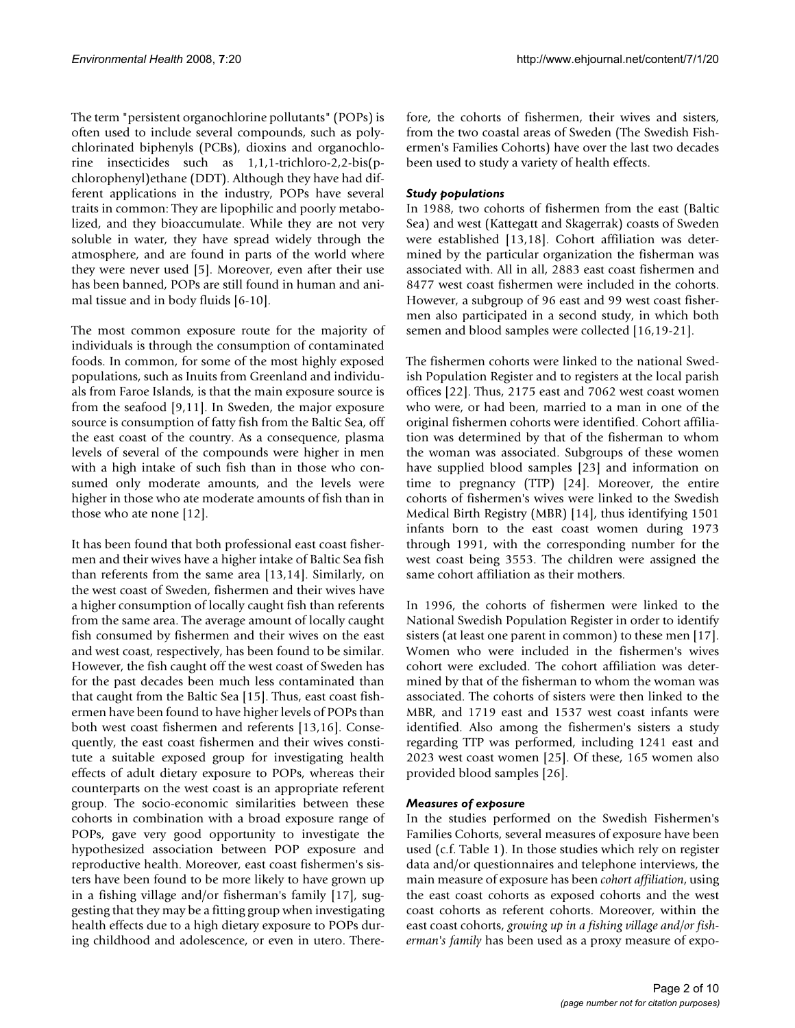The term "persistent organochlorine pollutants" (POPs) is often used to include several compounds, such as polychlorinated biphenyls (PCBs), dioxins and organochlorine insecticides such as 1,1,1-trichloro-2,2-bis(p-chlorophenyl)ethane (DDT). Although they have had different applications in the industry, POPs have several traits in common: They are lipophilic and poorly metabolized, and they bioaccumulate. While they are not very soluble in water, they have spread widely through the atmosphere, and are found in parts of the world where they were never used [5]. Moreover, even after their use has been banned, POPs are still found in human and animal tissue and in body fluids [6-10].

The most common exposure route for the majority of individuals is through the consumption of contaminated foods. In common, for some of the most highly exposed populations, such as Inuits from Greenland and individuals from Faroe Islands, is that the main exposure source is from the seafood [9,11]. In Sweden, the major exposure source is consumption of fatty fish from the Baltic Sea, off the east coast of the country. As a consequence, plasma levels of several of the compounds were higher in men with a high intake of such fish than in those who consumed only moderate amounts, and the levels were higher in those who ate moderate amounts of fish than in those who ate none [12].

It has been found that both professional east coast fishermen and their wives have a higher intake of Baltic Sea fish than referents from the same area [13,14]. Similarly, on the west coast of Sweden, fishermen and their wives have a higher consumption of locally caught fish than referents from the same area. The average amount of locally caught fish consumed by fishermen and their wives on the east and west coast, respectively, has been found to be similar. However, the fish caught off the west coast of Sweden has for the past decades been much less contaminated than that caught from the Baltic Sea [15]. Thus, east coast fishermen have been found to have higher levels of POPs than both west coast fishermen and referents [13,16]. Consequently, the east coast fishermen and their wives constitute a suitable exposed group for investigating health effects of adult dietary exposure to POPs, whereas their counterparts on the west coast is an appropriate referent group. The socio-economic similarities between these cohorts in combination with a broad exposure range of POPs, gave very good opportunity to investigate the hypothesized association between POP exposure and reproductive health. Moreover, east coast fishermen's sisters have been found to be more likely to have grown up in a fishing village and/or fisherman's family [17], suggesting that they may be a fitting group when investigating health effects due to a high dietary exposure to POPs during childhood and adolescence, or even in utero. Therefore, the cohorts of fishermen, their wives and sisters, from the two coastal areas of Sweden (The Swedish Fishermen's Families Cohorts) have over the last two decades been used to study a variety of health effects.

### *Study populations*

In 1988, two cohorts of fishermen from the east (Baltic Sea) and west (Kattegatt and Skagerrak) coasts of Sweden were established [13,18]. Cohort affiliation was determined by the particular organization the fisherman was associated with. All in all, 2883 east coast fishermen and 8477 west coast fishermen were included in the cohorts. However, a subgroup of 96 east and 99 west coast fishermen also participated in a second study, in which both semen and blood samples were collected [16,19-21].

The fishermen cohorts were linked to the national Swedish Population Register and to registers at the local parish offices [22]. Thus, 2175 east and 7062 west coast women who were, or had been, married to a man in one of the original fishermen cohorts were identified. Cohort affiliation was determined by that of the fisherman to whom the woman was associated. Subgroups of these women have supplied blood samples [23] and information on time to pregnancy (TTP) [24]. Moreover, the entire cohorts of fishermen's wives were linked to the Swedish Medical Birth Registry (MBR) [14], thus identifying 1501 infants born to the east coast women during 1973 through 1991, with the corresponding number for the west coast being 3553. The children were assigned the same cohort affiliation as their mothers.

In 1996, the cohorts of fishermen were linked to the National Swedish Population Register in order to identify sisters (at least one parent in common) to these men [17]. Women who were included in the fishermen's wives cohort were excluded. The cohort affiliation was determined by that of the fisherman to whom the woman was associated. The cohorts of sisters were then linked to the MBR, and 1719 east and 1537 west coast infants were identified. Also among the fishermen's sisters a study regarding TTP was performed, including 1241 east and 2023 west coast women [25]. Of these, 165 women also provided blood samples [26].

### *Measures of exposure*

In the studies performed on the Swedish Fishermen's Families Cohorts, several measures of exposure have been used (c.f. Table 1). In those studies which rely on register data and/or questionnaires and telephone interviews, the main measure of exposure has been *cohort affiliation*, using the east coast cohorts as exposed cohorts and the west coast cohorts as referent cohorts. Moreover, within the east coast cohorts, *growing up in a fishing village and/or fisherman's family* has been used as a proxy measure of expo-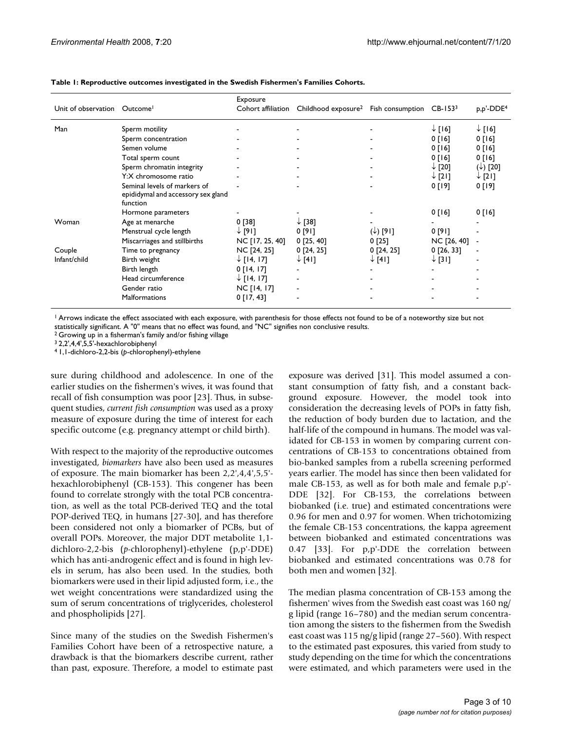**Table 1: Reproductive outcomes investigated in the Swedish Fishermen's Families Cohorts.**

| Unit of observation | Outcome[1] | Exposure Cohort affiliation | Childhood exposure[2] | Fish consumption | CB-153[3] | p,p'-DDE[4] |
|---|---|---|---|---|---|---|
| Man | Sperm motility | - | - | - | ↓ [16] | ↓ [16] |
| | Sperm concentration | - | - | - | 0 [16] | 0 [16] |
| | Semen volume | - | - | - | 0 [16] | 0 [16] |
| | Total sperm count | - | - | - | 0 [16] | 0 [16] |
| | Sperm chromatin integrity | - | - | - | ↓ [20] | (↓) [20] |
| | Y:X chromosome ratio | - | - | - | ↓ [21] | ↓ [21] |
| | Seminal levels of markers of epididymal and accessory sex gland function | - | - | - | 0 [19] | 0 [19] |
| | Hormone parameters | - | - | - | 0 [16] | 0 [16] |
| Woman | Age at menarche | 0 [38] | ↓ [38] | - | - | - |
| | Menstrual cycle length | ↓ [91] | 0 [91] | (↓) [91] | 0 [91] | - |
| | Miscarriages and stillbirths | NC [17, 25, 40] | 0 [25, 40] | 0 [25] | NC [26, 40] | - |
| Couple | Time to pregnancy | NC [24, 25] | 0 [24, 25] | 0 [24, 25] | 0 [26, 33] | - |
| Infant/child | Birth weight | ↓ [14, 17] | ↓ [41] | ↓ [41] | ↓ [31] | - |
| | Birth length | 0 [14, 17] | - | - | - | - |
| | Head circumference | ↓ [14, 17] | - | - | - | - |
| | Gender ratio | NC [14, 17] | - | - | - | - |
| | Malformations | 0 [17, 43] | - | - | - | - |

[1] Arrows indicate the effect associated with each exposure, with parenthesis for those effects not found to be of a noteworthy size but not statistically significant. A "0" means that no effect was found, and "NC" signifies non conclusive results.
[2] Growing up in a fisherman's family and/or fishing village
[3] 2,2',4,4',5,5'-hexachlorobiphenyl
[4] 1,1-dichloro-2,2-bis (*p*-chlorophenyl)-ethylene

sure during childhood and adolescence. In one of the earlier studies on the fishermen's wives, it was found that recall of fish consumption was poor [23]. Thus, in subsequent studies, *current fish consumption* was used as a proxy measure of exposure during the time of interest for each specific outcome (e.g. pregnancy attempt or child birth).

With respect to the majority of the reproductive outcomes investigated, *biomarkers* have also been used as measures of exposure. The main biomarker has been 2,2',4,4',5,5'-hexachlorobiphenyl (CB-153). This congener has been found to correlate strongly with the total PCB concentration, as well as the total PCB-derived TEQ and the total POP-derived TEQ, in humans [27-30], and has therefore been considered not only a biomarker of PCBs, but of overall POPs. Moreover, the major DDT metabolite 1,1-dichloro-2,2-bis (*p*-chlorophenyl)-ethylene (p,p'-DDE) which has anti-androgenic effect and is found in high levels in serum, has also been used. In the studies, both biomarkers were used in their lipid adjusted form, i.e., the wet weight concentrations were standardized using the sum of serum concentrations of triglycerides, cholesterol and phospholipids [27].

Since many of the studies on the Swedish Fishermen's Families Cohort have been of a retrospective nature, a drawback is that the biomarkers describe current, rather than past, exposure. Therefore, a model to estimate past exposure was derived [31]. This model assumed a constant consumption of fatty fish, and a constant background exposure. However, the model took into consideration the decreasing levels of POPs in fatty fish, the reduction of body burden due to lactation, and the half-life of the compound in humans. The model was validated for CB-153 in women by comparing current concentrations of CB-153 to concentrations obtained from bio-banked samples from a rubella screening performed years earlier. The model has since then been validated for male CB-153, as well as for both male and female p,p'-DDE [32]. For CB-153, the correlations between biobanked (i.e. true) and estimated concentrations were 0.96 for men and 0.97 for women. When trichotomizing the female CB-153 concentrations, the kappa agreement between biobanked and estimated concentrations was 0.47 [33]. For p,p'-DDE the correlation between biobanked and estimated concentrations was 0.78 for both men and women [32].

The median plasma concentration of CB-153 among the fishermen' wives from the Swedish east coast was 160 ng/g lipid (range 16–780) and the median serum concentration among the sisters to the fishermen from the Swedish east coast was 115 ng/g lipid (range 27–560). With respect to the estimated past exposures, this varied from study to study depending on the time for which the concentrations were estimated, and which parameters were used in the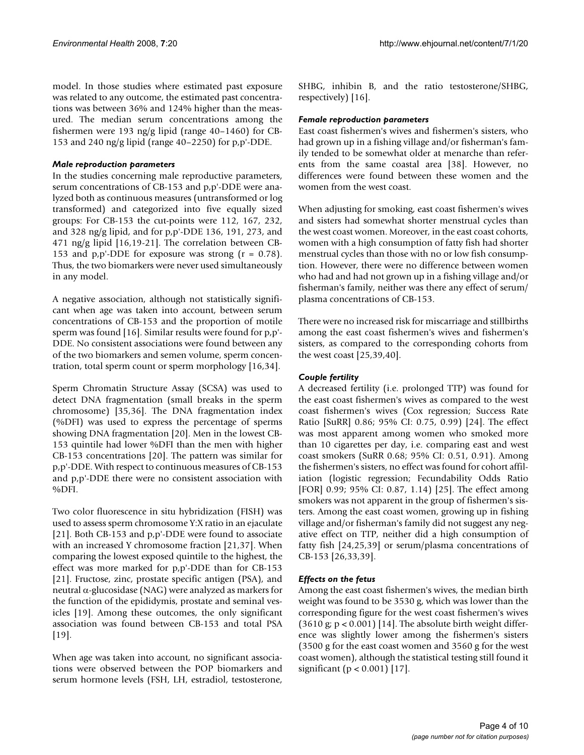model. In those studies where estimated past exposure was related to any outcome, the estimated past concentrations was between 36% and 124% higher than the measured. The median serum concentrations among the fishermen were 193 ng/g lipid (range 40–1460) for CB-153 and 240 ng/g lipid (range 40–2250) for p,p'-DDE.

### *Male reproduction parameters*

In the studies concerning male reproductive parameters, serum concentrations of CB-153 and p,p'-DDE were analyzed both as continuous measures (untransformed or log transformed) and categorized into five equally sized groups: For CB-153 the cut-points were 112, 167, 232, and 328 ng/g lipid, and for p,p'-DDE 136, 191, 273, and 471 ng/g lipid [16,19-21]. The correlation between CB-153 and p,p'-DDE for exposure was strong ($r = 0.78$). Thus, the two biomarkers were never used simultaneously in any model.

A negative association, although not statistically significant when age was taken into account, between serum concentrations of CB-153 and the proportion of motile sperm was found [16]. Similar results were found for p,p'-DDE. No consistent associations were found between any of the two biomarkers and semen volume, sperm concentration, total sperm count or sperm morphology [16,34].

Sperm Chromatin Structure Assay (SCSA) was used to detect DNA fragmentation (small breaks in the sperm chromosome) [35,36]. The DNA fragmentation index (%DFI) was used to express the percentage of sperms showing DNA fragmentation [20]. Men in the lowest CB-153 quintile had lower %DFI than the men with higher CB-153 concentrations [20]. The pattern was similar for p,p'-DDE. With respect to continuous measures of CB-153 and p,p'-DDE there were no consistent association with %DFI.

Two color fluorescence in situ hybridization (FISH) was used to assess sperm chromosome Y:X ratio in an ejaculate [21]. Both CB-153 and p,p'-DDE were found to associate with an increased Y chromosome fraction [21,37]. When comparing the lowest exposed quintile to the highest, the effect was more marked for p,p'-DDE than for CB-153 [21]. Fructose, zinc, prostate specific antigen (PSA), and neutral α-glucosidase (NAG) were analyzed as markers for the function of the epididymis, prostate and seminal vesicles [19]. Among these outcomes, the only significant association was found between CB-153 and total PSA [19].

When age was taken into account, no significant associations were observed between the POP biomarkers and serum hormone levels (FSH, LH, estradiol, testosterone, SHBG, inhibin B, and the ratio testosterone/SHBG, respectively) [16].

### *Female reproduction parameters*

East coast fishermen's wives and fishermen's sisters, who had grown up in a fishing village and/or fisherman's family tended to be somewhat older at menarche than referents from the same coastal area [38]. However, no differences were found between these women and the women from the west coast.

When adjusting for smoking, east coast fishermen's wives and sisters had somewhat shorter menstrual cycles than the west coast women. Moreover, in the east coast cohorts, women with a high consumption of fatty fish had shorter menstrual cycles than those with no or low fish consumption. However, there were no difference between women who had and had not grown up in a fishing village and/or fisherman's family, neither was there any effect of serum/plasma concentrations of CB-153.

There were no increased risk for miscarriage and stillbirths among the east coast fishermen's wives and fishermen's sisters, as compared to the corresponding cohorts from the west coast [25,39,40].

### *Couple fertility*

A decreased fertility (i.e. prolonged TTP) was found for the east coast fishermen's wives as compared to the west coast fishermen's wives (Cox regression; Success Rate Ratio [SuRR] 0.86; 95% CI: 0.75, 0.99) [24]. The effect was most apparent among women who smoked more than 10 cigarettes per day, i.e. comparing east and west coast smokers (SuRR 0.68; 95% CI: 0.51, 0.91). Among the fishermen's sisters, no effect was found for cohort affiliation (logistic regression; Fecundability Odds Ratio [FOR] 0.99; 95% CI: 0.87, 1.14) [25]. The effect among smokers was not apparent in the group of fishermen's sisters. Among the east coast women, growing up in fishing village and/or fisherman's family did not suggest any negative effect on TTP, neither did a high consumption of fatty fish [24,25,39] or serum/plasma concentrations of CB-153 [26,33,39].

### *Effects on the fetus*

Among the east coast fishermen's wives, the median birth weight was found to be 3530 g, which was lower than the corresponding figure for the west coast fishermen's wives (3610 g; $p < 0.001$) [14]. The absolute birth weight difference was slightly lower among the fishermen's sisters (3500 g for the east coast women and 3560 g for the west coast women), although the statistical testing still found it significant ($p < 0.001$) [17].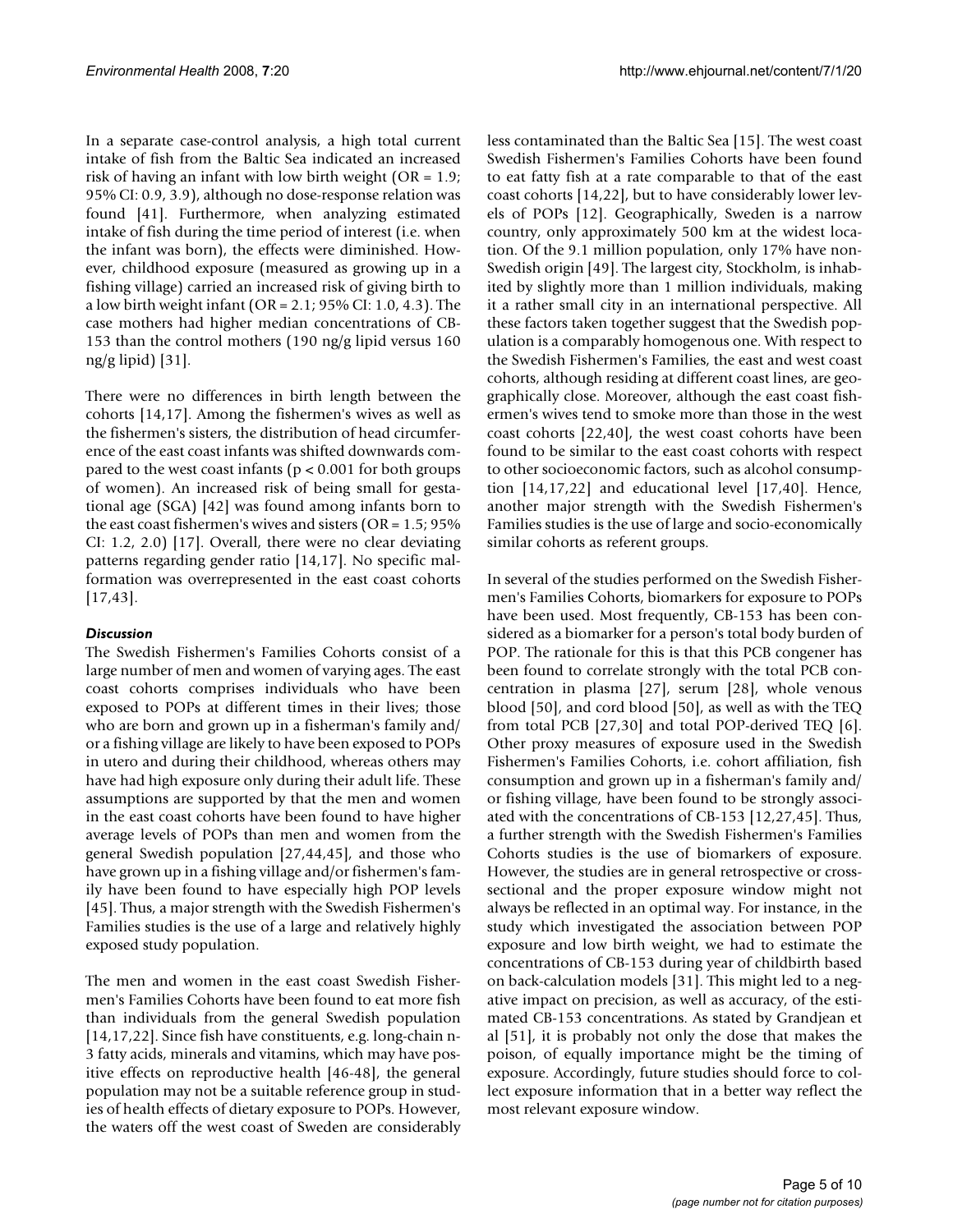In a separate case-control analysis, a high total current intake of fish from the Baltic Sea indicated an increased risk of having an infant with low birth weight (OR = 1.9; 95% CI: 0.9, 3.9), although no dose-response relation was found [41]. Furthermore, when analyzing estimated intake of fish during the time period of interest (i.e. when the infant was born), the effects were diminished. However, childhood exposure (measured as growing up in a fishing village) carried an increased risk of giving birth to a low birth weight infant (OR = 2.1; 95% CI: 1.0, 4.3). The case mothers had higher median concentrations of CB-153 than the control mothers (190 ng/g lipid versus 160 ng/g lipid) [31].

There were no differences in birth length between the cohorts [14,17]. Among the fishermen's wives as well as the fishermen's sisters, the distribution of head circumference of the east coast infants was shifted downwards compared to the west coast infants ($p < 0.001$ for both groups of women). An increased risk of being small for gestational age (SGA) [42] was found among infants born to the east coast fishermen's wives and sisters (OR = 1.5; 95% CI: 1.2, 2.0) [17]. Overall, there were no clear deviating patterns regarding gender ratio [14,17]. No specific malformation was overrepresented in the east coast cohorts [17,43].

### *Discussion*

The Swedish Fishermen's Families Cohorts consist of a large number of men and women of varying ages. The east coast cohorts comprises individuals who have been exposed to POPs at different times in their lives; those who are born and grown up in a fisherman's family and/or a fishing village are likely to have been exposed to POPs in utero and during their childhood, whereas others may have had high exposure only during their adult life. These assumptions are supported by that the men and women in the east coast cohorts have been found to have higher average levels of POPs than men and women from the general Swedish population [27,44,45], and those who have grown up in a fishing village and/or fishermen's family have been found to have especially high POP levels [45]. Thus, a major strength with the Swedish Fishermen's Families studies is the use of a large and relatively highly exposed study population.

The men and women in the east coast Swedish Fishermen's Families Cohorts have been found to eat more fish than individuals from the general Swedish population [14,17,22]. Since fish have constituents, e.g. long-chain n-3 fatty acids, minerals and vitamins, which may have positive effects on reproductive health [46-48], the general population may not be a suitable reference group in studies of health effects of dietary exposure to POPs. However, the waters off the west coast of Sweden are considerably less contaminated than the Baltic Sea [15]. The west coast Swedish Fishermen's Families Cohorts have been found to eat fatty fish at a rate comparable to that of the east coast cohorts [14,22], but to have considerably lower levels of POPs [12]. Geographically, Sweden is a narrow country, only approximately 500 km at the widest location. Of the 9.1 million population, only 17% have non-Swedish origin [49]. The largest city, Stockholm, is inhabited by slightly more than 1 million individuals, making it a rather small city in an international perspective. All these factors taken together suggest that the Swedish population is a comparably homogenous one. With respect to the Swedish Fishermen's Families, the east and west coast cohorts, although residing at different coast lines, are geographically close. Moreover, although the east coast fishermen's wives tend to smoke more than those in the west coast cohorts [22,40], the west coast cohorts have been found to be similar to the east coast cohorts with respect to other socioeconomic factors, such as alcohol consumption [14,17,22] and educational level [17,40]. Hence, another major strength with the Swedish Fishermen's Families studies is the use of large and socio-economically similar cohorts as referent groups.

In several of the studies performed on the Swedish Fishermen's Families Cohorts, biomarkers for exposure to POPs have been used. Most frequently, CB-153 has been considered as a biomarker for a person's total body burden of POP. The rationale for this is that this PCB congener has been found to correlate strongly with the total PCB concentration in plasma [27], serum [28], whole venous blood [50], and cord blood [50], as well as with the TEQ from total PCB [27,30] and total POP-derived TEQ [6]. Other proxy measures of exposure used in the Swedish Fishermen's Families Cohorts, i.e. cohort affiliation, fish consumption and grown up in a fisherman's family and/or fishing village, have been found to be strongly associated with the concentrations of CB-153 [12,27,45]. Thus, a further strength with the Swedish Fishermen's Families Cohorts studies is the use of biomarkers of exposure. However, the studies are in general retrospective or cross-sectional and the proper exposure window might not always be reflected in an optimal way. For instance, in the study which investigated the association between POP exposure and low birth weight, we had to estimate the concentrations of CB-153 during year of childbirth based on back-calculation models [31]. This might led to a negative impact on precision, as well as accuracy, of the estimated CB-153 concentrations. As stated by Grandjean et al [51], it is probably not only the dose that makes the poison, of equally importance might be the timing of exposure. Accordingly, future studies should force to collect exposure information that in a better way reflect the most relevant exposure window.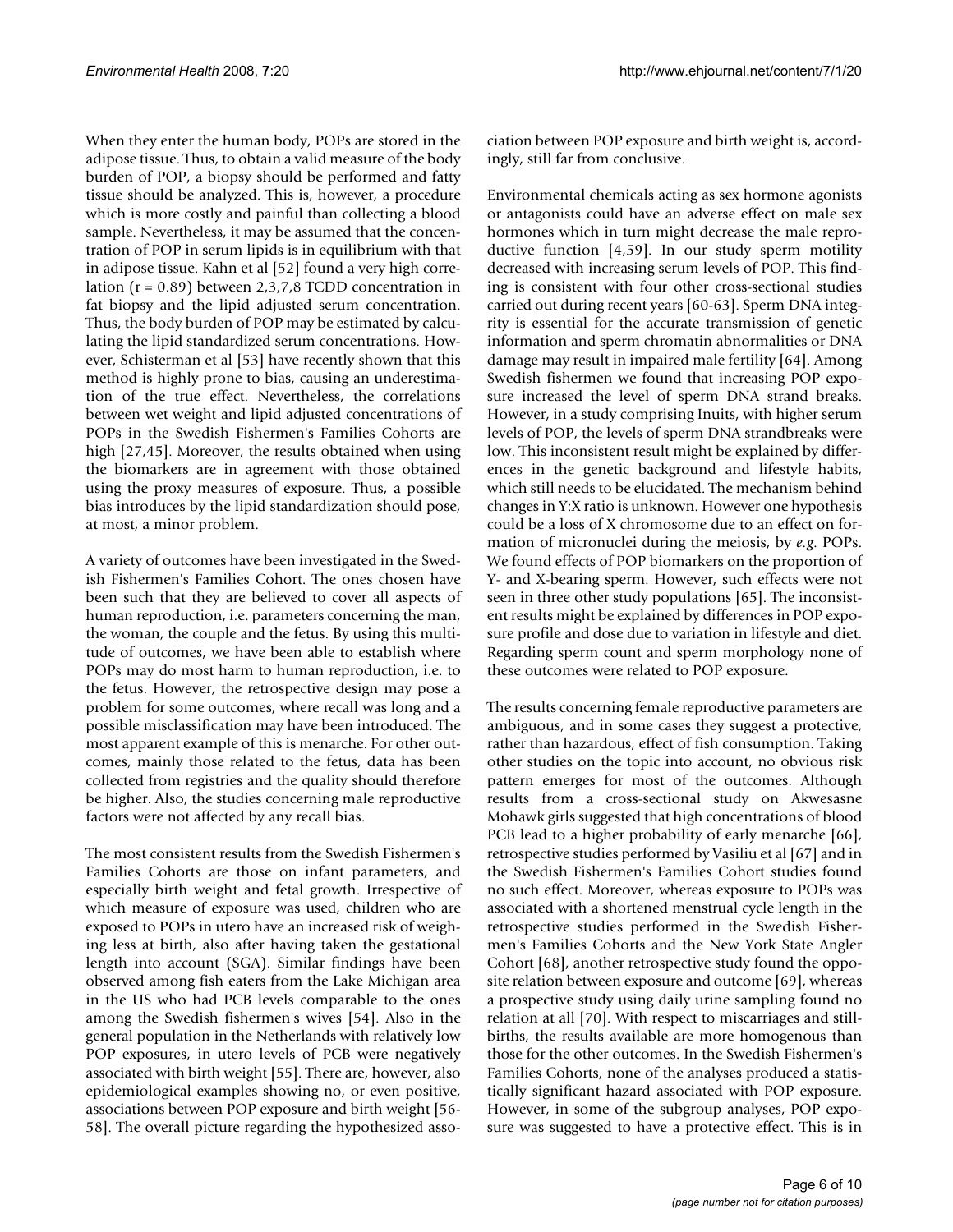When they enter the human body, POPs are stored in the adipose tissue. Thus, to obtain a valid measure of the body burden of POP, a biopsy should be performed and fatty tissue should be analyzed. This is, however, a procedure which is more costly and painful than collecting a blood sample. Nevertheless, it may be assumed that the concentration of POP in serum lipids is in equilibrium with that in adipose tissue. Kahn et al [52] found a very high correlation ($r = 0.89$) between 2,3,7,8 TCDD concentration in fat biopsy and the lipid adjusted serum concentration. Thus, the body burden of POP may be estimated by calculating the lipid standardized serum concentrations. However, Schisterman et al [53] have recently shown that this method is highly prone to bias, causing an underestimation of the true effect. Nevertheless, the correlations between wet weight and lipid adjusted concentrations of POPs in the Swedish Fishermen's Families Cohorts are high [27,45]. Moreover, the results obtained when using the biomarkers are in agreement with those obtained using the proxy measures of exposure. Thus, a possible bias introduces by the lipid standardization should pose, at most, a minor problem.

A variety of outcomes have been investigated in the Swedish Fishermen's Families Cohort. The ones chosen have been such that they are believed to cover all aspects of human reproduction, i.e. parameters concerning the man, the woman, the couple and the fetus. By using this multitude of outcomes, we have been able to establish where POPs may do most harm to human reproduction, i.e. to the fetus. However, the retrospective design may pose a problem for some outcomes, where recall was long and a possible misclassification may have been introduced. The most apparent example of this is menarche. For other outcomes, mainly those related to the fetus, data has been collected from registries and the quality should therefore be higher. Also, the studies concerning male reproductive factors were not affected by any recall bias.

The most consistent results from the Swedish Fishermen's Families Cohorts are those on infant parameters, and especially birth weight and fetal growth. Irrespective of which measure of exposure was used, children who are exposed to POPs in utero have an increased risk of weighing less at birth, also after having taken the gestational length into account (SGA). Similar findings have been observed among fish eaters from the Lake Michigan area in the US who had PCB levels comparable to the ones among the Swedish fishermen's wives [54]. Also in the general population in the Netherlands with relatively low POP exposures, in utero levels of PCB were negatively associated with birth weight [55]. There are, however, also epidemiological examples showing no, or even positive, associations between POP exposure and birth weight [56-58]. The overall picture regarding the hypothesized association between POP exposure and birth weight is, accordingly, still far from conclusive.

Environmental chemicals acting as sex hormone agonists or antagonists could have an adverse effect on male sex hormones which in turn might decrease the male reproductive function [4,59]. In our study sperm motility decreased with increasing serum levels of POP. This finding is consistent with four other cross-sectional studies carried out during recent years [60-63]. Sperm DNA integrity is essential for the accurate transmission of genetic information and sperm chromatin abnormalities or DNA damage may result in impaired male fertility [64]. Among Swedish fishermen we found that increasing POP exposure increased the level of sperm DNA strand breaks. However, in a study comprising Inuits, with higher serum levels of POP, the levels of sperm DNA strandbreaks were low. This inconsistent result might be explained by differences in the genetic background and lifestyle habits, which still needs to be elucidated. The mechanism behind changes in Y:X ratio is unknown. However one hypothesis could be a loss of X chromosome due to an effect on formation of micronuclei during the meiosis, by *e.g.* POPs. We found effects of POP biomarkers on the proportion of Y- and X-bearing sperm. However, such effects were not seen in three other study populations [65]. The inconsistent results might be explained by differences in POP exposure profile and dose due to variation in lifestyle and diet. Regarding sperm count and sperm morphology none of these outcomes were related to POP exposure.

The results concerning female reproductive parameters are ambiguous, and in some cases they suggest a protective, rather than hazardous, effect of fish consumption. Taking other studies on the topic into account, no obvious risk pattern emerges for most of the outcomes. Although results from a cross-sectional study on Akwesasne Mohawk girls suggested that high concentrations of blood PCB lead to a higher probability of early menarche [66], retrospective studies performed by Vasiliu et al [67] and in the Swedish Fishermen's Families Cohort studies found no such effect. Moreover, whereas exposure to POPs was associated with a shortened menstrual cycle length in the retrospective studies performed in the Swedish Fishermen's Families Cohorts and the New York State Angler Cohort [68], another retrospective study found the opposite relation between exposure and outcome [69], whereas a prospective study using daily urine sampling found no relation at all [70]. With respect to miscarriages and stillbirths, the results available are more homogenous than those for the other outcomes. In the Swedish Fishermen's Families Cohorts, none of the analyses produced a statistically significant hazard associated with POP exposure. However, in some of the subgroup analyses, POP exposure was suggested to have a protective effect. This is in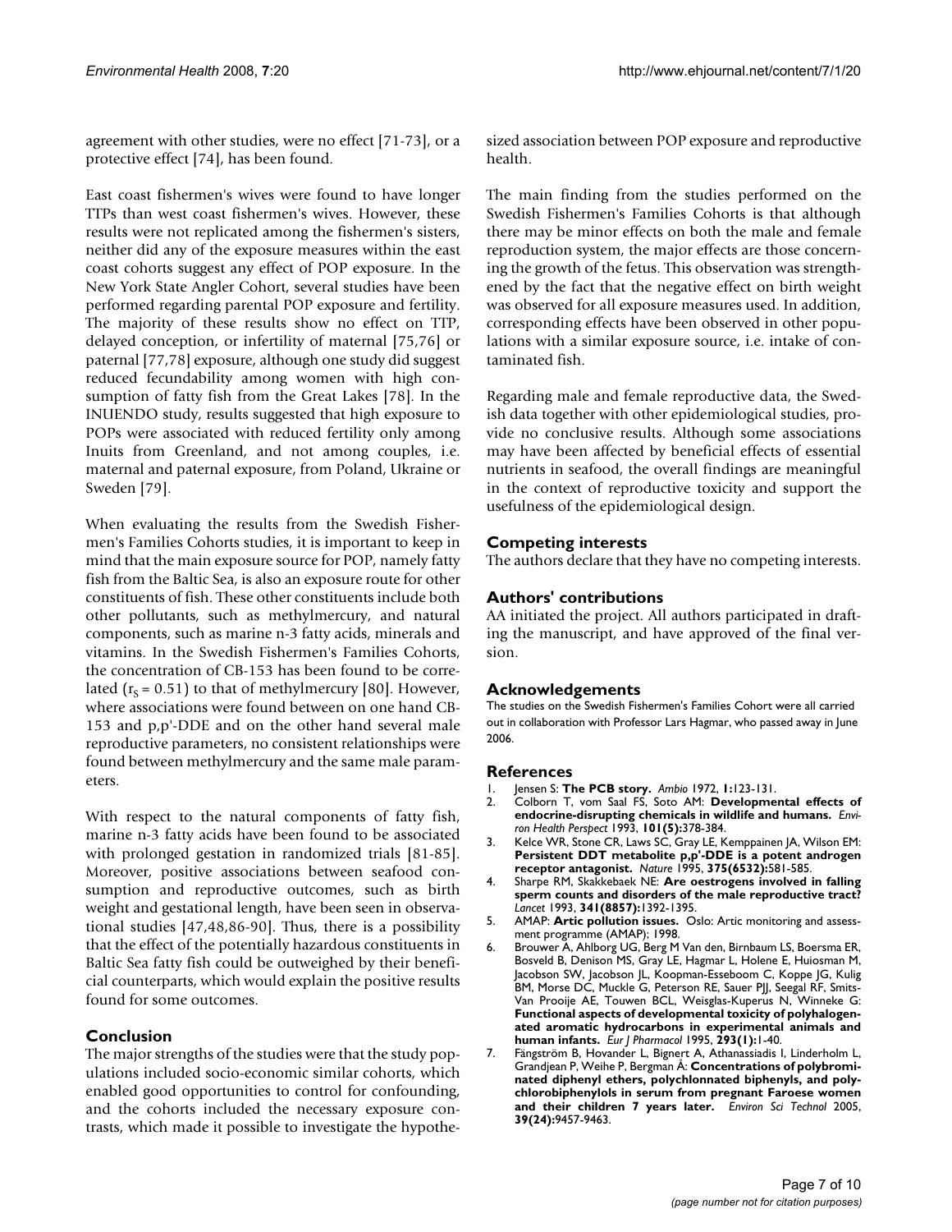agreement with other studies, were no effect [71-73], or a protective effect [74], has been found.

East coast fishermen's wives were found to have longer TTPs than west coast fishermen's wives. However, these results were not replicated among the fishermen's sisters, neither did any of the exposure measures within the east coast cohorts suggest any effect of POP exposure. In the New York State Angler Cohort, several studies have been performed regarding parental POP exposure and fertility. The majority of these results show no effect on TTP, delayed conception, or infertility of maternal [75,76] or paternal [77,78] exposure, although one study did suggest reduced fecundability among women with high consumption of fatty fish from the Great Lakes [78]. In the INUENDO study, results suggested that high exposure to POPs were associated with reduced fertility only among Inuits from Greenland, and not among couples, i.e. maternal and paternal exposure, from Poland, Ukraine or Sweden [79].

When evaluating the results from the Swedish Fishermen's Families Cohorts studies, it is important to keep in mind that the main exposure source for POP, namely fatty fish from the Baltic Sea, is also an exposure route for other constituents of fish. These other constituents include both other pollutants, such as methylmercury, and natural components, such as marine n-3 fatty acids, minerals and vitamins. In the Swedish Fishermen's Families Cohorts, the concentration of CB-153 has been found to be correlated ($r_S = 0.51$) to that of methylmercury [80]. However, where associations were found between on one hand CB-153 and p,p'-DDE and on the other hand several male reproductive parameters, no consistent relationships were found between methylmercury and the same male parameters.

With respect to the natural components of fatty fish, marine n-3 fatty acids have been found to be associated with prolonged gestation in randomized trials [81-85]. Moreover, positive associations between seafood consumption and reproductive outcomes, such as birth weight and gestational length, have been seen in observational studies [47,48,86-90]. Thus, there is a possibility that the effect of the potentially hazardous constituents in Baltic Sea fatty fish could be outweighed by their beneficial counterparts, which would explain the positive results found for some outcomes.

## Conclusion

The major strengths of the studies were that the study populations included socio-economic similar cohorts, which enabled good opportunities to control for confounding, and the cohorts included the necessary exposure contrasts, which made it possible to investigate the hypothesized association between POP exposure and reproductive health.

The main finding from the studies performed on the Swedish Fishermen's Families Cohorts is that although there may be minor effects on both the male and female reproduction system, the major effects are those concerning the growth of the fetus. This observation was strengthened by the fact that the negative effect on birth weight was observed for all exposure measures used. In addition, corresponding effects have been observed in other populations with a similar exposure source, i.e. intake of contaminated fish.

Regarding male and female reproductive data, the Swedish data together with other epidemiological studies, provide no conclusive results. Although some associations may have been affected by beneficial effects of essential nutrients in seafood, the overall findings are meaningful in the context of reproductive toxicity and support the usefulness of the epidemiological design.

## Competing interests

The authors declare that they have no competing interests.

## Authors' contributions

AA initiated the project. All authors participated in drafting the manuscript, and have approved of the final version.

## Acknowledgements

The studies on the Swedish Fishermen's Families Cohort were all carried out in collaboration with Professor Lars Hagmar, who passed away in June 2006.

## References

1. Jensen S: **The PCB story.** *Ambio* 1972, **1:**123-131.
2. Colborn T, vom Saal FS, Soto AM: **Developmental effects of endocrine-disrupting chemicals in wildlife and humans.** *Environ Health Perspect* 1993, **101(5):**378-384.
3. Kelce WR, Stone CR, Laws SC, Gray LE, Kemppainen JA, Wilson EM: **Persistent DDT metabolite p,p'-DDE is a potent androgen receptor antagonist.** *Nature* 1995, **375(6532):**581-585.
4. Sharpe RM, Skakkebaek NE: **Are oestrogens involved in falling sperm counts and disorders of the male reproductive tract?** *Lancet* 1993, **341(8857):**1392-1395.
5. AMAP: **Artic pollution issues.** Oslo: Artic monitoring and assessment programme (AMAP); 1998.
6. Brouwer A, Ahlborg UG, Berg M Van den, Birnbaum LS, Boersma ER, Bosveld B, Denison MS, Gray LE, Hagmar L, Holene E, Huiosman M, Jacobson SW, Jacobson JL, Koopman-Esseboom C, Koppe JG, Kulig BM, Morse DC, Muckle G, Peterson RE, Sauer PJJ, Seegal RF, Smits-Van Prooije AE, Touwen BCL, Weisglas-Kuperus N, Winneke G: **Functional aspects of developmental toxicity of polyhalogenated aromatic hydrocarbons in experimental animals and human infants.** *Eur J Pharmacol* 1995, **293(1):**1-40.
7. Fängström B, Hovander L, Bignert A, Athanassiadis I, Linderholm L, Grandjean P, Weihe P, Bergman Å: **Concentrations of polybrominated diphenyl ethers, polychlonnated biphenyls, and polychlorobiphenylols in serum from pregnant Faroese women and their children 7 years later.** *Environ Sci Technol* 2005, **39(24):**9457-9463.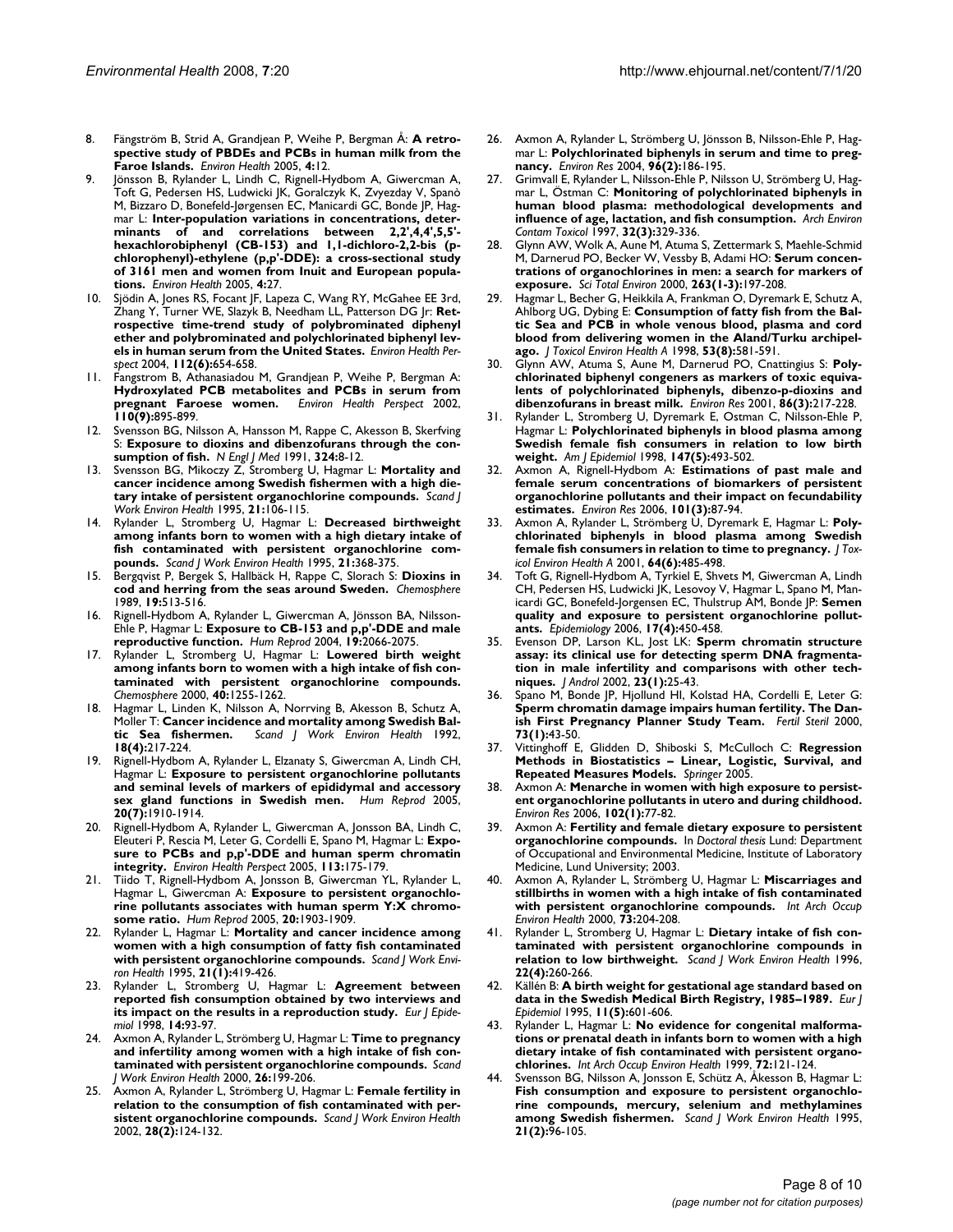8. Fängström B, Strid A, Grandjean P, Weihe P, Bergman Å: **A retrospective study of PBDEs and PCBs in human milk from the Faroe Islands.** *Environ Health* 2005, **4:**12.
9. Jönsson B, Rylander L, Lindh C, Rignell-Hydbom A, Giwercman A, Toft G, Pedersen HS, Ludwicki JK, Goralczyk K, Zvyezday V, Spanò M, Bizzaro D, Bonefeld-Jørgensen EC, Manicardi GC, Bonde JP, Hagmar L: **Inter-population variations in concentrations, determinants of and correlations between 2,2',4,4',5,5'-hexachlorobiphenyl (CB-153) and 1,1-dichloro-2,2-bis (p-chlorophenyl)-ethylene (p,p'-DDE): a cross-sectional study of 3161 men and women from Inuit and European populations.** *Environ Health* 2005, **4:**27.
10. Sjödin A, Jones RS, Focant JF, Lapeza C, Wang RY, McGahee EE 3rd, Zhang Y, Turner WE, Slazyk B, Needham LL, Patterson DG Jr: **Retrospective time-trend study of polybrominated diphenyl ether and polybrominated and polychlorinated biphenyl levels in human serum from the United States.** *Environ Health Perspect* 2004, **112(6):**654-658.
11. Fangstrom B, Athanasiadou M, Grandjean P, Weihe P, Bergman A: **Hydroxylated PCB metabolites and PCBs in serum from pregnant Faroese women.** *Environ Health Perspect* 2002, **110(9):**895-899.
12. Svensson BG, Nilsson A, Hansson M, Rappe C, Akesson B, Skerfving S: **Exposure to dioxins and dibenzofurans through the consumption of fish.** *N Engl J Med* 1991, **324:**8-12.
13. Svensson BG, Mikoczy Z, Stromberg U, Hagmar L: **Mortality and cancer incidence among Swedish fishermen with a high dietary intake of persistent organochlorine compounds.** *Scand J Work Environ Health* 1995, **21:**106-115.
14. Rylander L, Stromberg U, Hagmar L: **Decreased birthweight among infants born to women with a high dietary intake of fish contaminated with persistent organochlorine compounds.** *Scand J Work Environ Health* 1995, **21:**368-375.
15. Bergqvist P, Bergek S, Hallbäck H, Rappe C, Slorach S: **Dioxins in cod and herring from the seas around Sweden.** *Chemosphere* 1989, **19:**513-516.
16. Rignell-Hydbom A, Rylander L, Giwercman A, Jönsson BA, Nilsson-Ehle P, Hagmar L: **Exposure to CB-153 and p,p'-DDE and male reproductive function.** *Hum Reprod* 2004, **19:**2066-2075.
17. Rylander L, Stromberg U, Hagmar L: **Lowered birth weight among infants born to women with a high intake of fish contaminated with persistent organochlorine compounds.** *Chemosphere* 2000, **40:**1255-1262.
18. Hagmar L, Linden K, Nilsson A, Norrving B, Akesson B, Schutz A, Moller T: **Cancer incidence and mortality among Swedish Baltic Sea fishermen.** *Scand J Work Environ Health* 1992, **18(4):**217-224.
19. Rignell-Hydbom A, Rylander L, Elzanaty S, Giwercman A, Lindh CH, Hagmar L: **Exposure to persistent organochlorine pollutants and seminal levels of markers of epididymal and accessory sex gland functions in Swedish men.** *Hum Reprod* 2005, **20(7):**1910-1914.
20. Rignell-Hydbom A, Rylander L, Giwercman A, Jonsson BA, Lindh C, Eleuteri P, Rescia M, Leter G, Cordelli E, Spano M, Hagmar L: **Exposure to PCBs and p,p'-DDE and human sperm chromatin integrity.** *Environ Health Perspect* 2005, **113:**175-179.
21. Tiido T, Rignell-Hydbom A, Jonsson B, Giwercman YL, Rylander L, Hagmar L, Giwercman A: **Exposure to persistent organochlorine pollutants associates with human sperm Y:X chromosome ratio.** *Hum Reprod* 2005, **20:**1903-1909.
22. Rylander L, Hagmar L: **Mortality and cancer incidence among women with a high consumption of fatty fish contaminated with persistent organochlorine compounds.** *Scand J Work Environ Health* 1995, **21(1):**419-426.
23. Rylander L, Stromberg U, Hagmar L: **Agreement between reported fish consumption obtained by two interviews and its impact on the results in a reproduction study.** *Eur J Epidemiol* 1998, **14:**93-97.
24. Axmon A, Rylander L, Strömberg U, Hagmar L: **Time to pregnancy and infertility among women with a high intake of fish contaminated with persistent organochlorine compounds.** *Scand J Work Environ Health* 2000, **26:**199-206.
25. Axmon A, Rylander L, Strömberg U, Hagmar L: **Female fertility in relation to the consumption of fish contaminated with persistent organochlorine compounds.** *Scand J Work Environ Health* 2002, **28(2):**124-132.
26. Axmon A, Rylander L, Strömberg U, Jönsson B, Nilsson-Ehle P, Hagmar L: **Polychlorinated biphenyls in serum and time to pregnancy.** *Environ Res* 2004, **96(2):**186-195.
27. Grimvall E, Rylander L, Nilsson-Ehle P, Nilsson U, Strömberg U, Hagmar L, Östman C: **Monitoring of polychlorinated biphenyls in human blood plasma: methodological developments and influence of age, lactation, and fish consumption.** *Arch Environ Contam Toxicol* 1997, **32(3):**329-336.
28. Glynn AW, Wolk A, Aune M, Atuma S, Zettermark S, Maehle-Schmid M, Darnerud PO, Becker W, Vessby B, Adami HO: **Serum concentrations of organochlorines in men: a search for markers of exposure.** *Sci Total Environ* 2000, **263(1-3):**197-208.
29. Hagmar L, Becher G, Heikkila A, Frankman O, Dyremark E, Schutz A, Ahlborg UG, Dybing E: **Consumption of fatty fish from the Baltic Sea and PCB in whole venous blood, plasma and cord blood from delivering women in the Aland/Turku archipelago.** *J Toxicol Environ Health A* 1998, **53(8):**581-591.
30. Glynn AW, Atuma S, Aune M, Darnerud PO, Cnattingius S: **Polychlorinated biphenyl congeners as markers of toxic equivalents of polychlorinated biphenyls, dibenzo-p-dioxins and dibenzofurans in breast milk.** *Environ Res* 2001, **86(3):**217-228.
31. Rylander L, Stromberg U, Dyremark E, Ostman C, Nilsson-Ehle P, Hagmar L: **Polychlorinated biphenyls in blood plasma among Swedish female fish consumers in relation to low birth weight.** *Am J Epidemiol* 1998, **147(5):**493-502.
32. Axmon A, Rignell-Hydbom A: **Estimations of past male and female serum concentrations of biomarkers of persistent organochlorine pollutants and their impact on fecundability estimates.** *Environ Res* 2006, **101(3):**87-94.
33. Axmon A, Rylander L, Strömberg U, Dyremark E, Hagmar L: **Polychlorinated biphenyls in blood plasma among Swedish female fish consumers in relation to time to pregnancy.** *J Toxicol Environ Health A* 2001, **64(6):**485-498.
34. Toft G, Rignell-Hydbom A, Tyrkiel E, Shvets M, Giwercman A, Lindh CH, Pedersen HS, Ludwicki JK, Lesovoy V, Hagmar L, Spano M, Manicardi GC, Bonefeld-Jorgensen EC, Thulstrup AM, Bonde JP: **Semen quality and exposure to persistent organochlorine pollutants.** *Epidemiology* 2006, **17(4):**450-458.
35. Evenson DP, Larson KL, Jost LK: **Sperm chromatin structure assay: its clinical use for detecting sperm DNA fragmentation in male infertility and comparisons with other techniques.** *J Androl* 2002, **23(1):**25-43.
36. Spano M, Bonde JP, Hjollund HI, Kolstad HA, Cordelli E, Leter G: **Sperm chromatin damage impairs human fertility. The Danish First Pregnancy Planner Study Team.** *Fertil Steril* 2000, **73(1):**43-50.
37. Vittinghoff E, Glidden D, Shiboski S, McCulloch C: **Regression Methods in Biostatistics – Linear, Logistic, Survival, and Repeated Measures Models.** *Springer* 2005.
38. Axmon A: **Menarche in women with high exposure to persistent organochlorine pollutants in utero and during childhood.** *Environ Res* 2006, **102(1):**77-82.
39. Axmon A: **Fertility and female dietary exposure to persistent organochlorine compounds.** In *Doctoral thesis* Lund: Department of Occupational and Environmental Medicine, Institute of Laboratory Medicine, Lund University; 2003.
40. Axmon A, Rylander L, Strömberg U, Hagmar L: **Miscarriages and stillbirths in women with a high intake of fish contaminated with persistent organochlorine compounds.** *Int Arch Occup Environ Health* 2000, **73:**204-208.
41. Rylander L, Stromberg U, Hagmar L: **Dietary intake of fish contaminated with persistent organochlorine compounds in relation to low birthweight.** *Scand J Work Environ Health* 1996, **22(4):**260-266.
42. Källén B: **A birth weight for gestational age standard based on data in the Swedish Medical Birth Registry, 1985–1989.** *Eur J Epidemiol* 1995, **11(5):**601-606.
43. Rylander L, Hagmar L: **No evidence for congenital malformations or prenatal death in infants born to women with a high dietary intake of fish contaminated with persistent organochlorines.** *Int Arch Occup Environ Health* 1999, **72:**121-124.
44. Svensson BG, Nilsson A, Jonsson E, Schütz A, Åkesson B, Hagmar L: **Fish consumption and exposure to persistent organochlorine compounds, mercury, selenium and methylamines among Swedish fishermen.** *Scand J Work Environ Health* 1995, **21(2):**96-105.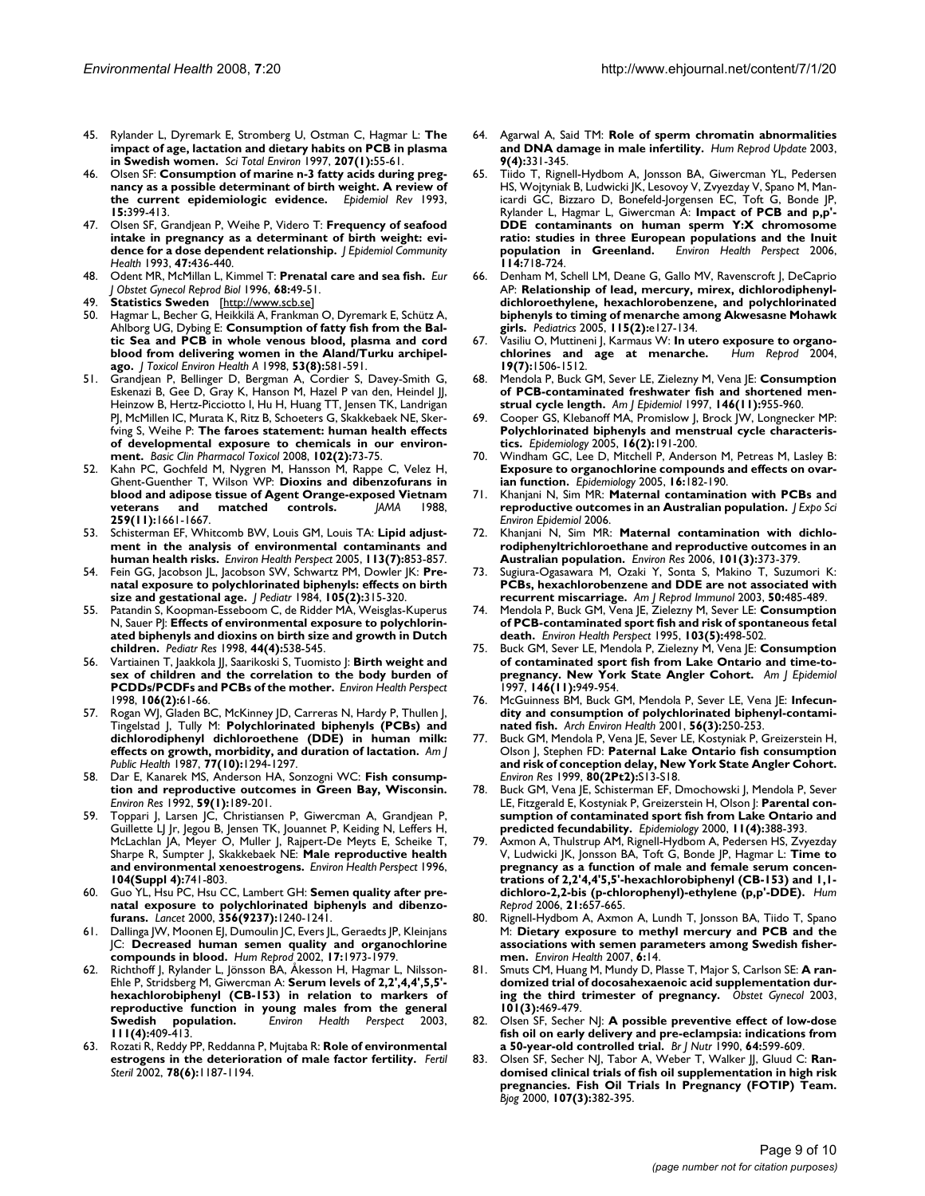45. Rylander L, Dyremark E, Stromberg U, Ostman C, Hagmar L: **The impact of age, lactation and dietary habits on PCB in plasma in Swedish women.** *Sci Total Environ* 1997, **207(1):**55-61.
46. Olsen SF: **Consumption of marine n-3 fatty acids during pregnancy as a possible determinant of birth weight. A review of the current epidemiologic evidence.** *Epidemiol Rev* 1993, **15:**399-413.
47. Olsen SF, Grandjean P, Weihe P, Videro T: **Frequency of seafood intake in pregnancy as a determinant of birth weight: evidence for a dose dependent relationship.** *J Epidemiol Community Health* 1993, **47:**436-440.
48. Odent MR, McMillan L, Kimmel T: **Prenatal care and sea fish.** *Eur J Obstet Gynecol Reprod Biol* 1996, **68:**49-51.
49. **Statistics Sweden** [http://www.scb.se]
50. Hagmar L, Becher G, Heikkilä A, Frankman O, Dyremark E, Schütz A, Ahlborg UG, Dybing E: **Consumption of fatty fish from the Baltic Sea and PCB in whole venous blood, plasma and cord blood from delivering women in the Aland/Turku archipelago.** *J Toxicol Environ Health A* 1998, **53(8):**581-591.
51. Grandjean P, Bellinger D, Bergman A, Cordier S, Davey-Smith G, Eskenazi B, Gee D, Gray K, Hanson M, Hazel P van den, Heindel JJ, Heinzow B, Hertz-Picciotto I, Hu H, Huang TT, Jensen TK, Landrigan PJ, McMillen IC, Murata K, Ritz B, Schoeters G, Skakkebaek NE, Skerfving S, Weihe P: **The faroes statement: human health effects of developmental exposure to chemicals in our environment.** *Basic Clin Pharmacol Toxicol* 2008, **102(2):**73-75.
52. Kahn PC, Gochfeld M, Nygren M, Hansson M, Rappe C, Velez H, Ghent-Guenther T, Wilson WP: **Dioxins and dibenzofurans in blood and adipose tissue of Agent Orange-exposed Vietnam veterans and matched controls.** *JAMA* 1988, **259(11):**1661-1667.
53. Schisterman EF, Whitcomb BW, Louis GM, Louis TA: **Lipid adjustment in the analysis of environmental contaminants and human health risks.** *Environ Health Perspect* 2005, **113(7):**853-857.
54. Fein GG, Jacobson JL, Jacobson SW, Schwartz PM, Dowler JK: **Prenatal exposure to polychlorinated biphenyls: effects on birth size and gestational age.** *J Pediatr* 1984, **105(2):**315-320.
55. Patandin S, Koopman-Esseboom C, de Ridder MA, Weisglas-Kuperus N, Sauer PJ: **Effects of environmental exposure to polychlorinated biphenyls and dioxins on birth size and growth in Dutch children.** *Pediatr Res* 1998, **44(4):**538-545.
56. Vartiainen T, Jaakkola JJ, Saarikoski S, Tuomisto J: **Birth weight and sex of children and the correlation to the body burden of PCDDs/PCDFs and PCBs of the mother.** *Environ Health Perspect* 1998, **106(2):**61-66.
57. Rogan WJ, Gladen BC, McKinney JD, Carreras N, Hardy P, Thullen J, Tingelstad J, Tully M: **Polychlorinated biphenyls (PCBs) and dichlorodiphenyl dichloroethene (DDE) in human milk: effects on growth, morbidity, and duration of lactation.** *Am J Public Health* 1987, **77(10):**1294-1297.
58. Dar E, Kanarek MS, Anderson HA, Sonzogni WC: **Fish consumption and reproductive outcomes in Green Bay, Wisconsin.** *Environ Res* 1992, **59(1):**189-201.
59. Toppari J, Larsen JC, Christiansen P, Giwercman A, Grandjean P, Guillette LJ Jr, Jegou B, Jensen TK, Jouannet P, Keiding N, Leffers H, McLachlan JA, Meyer O, Muller J, Rajpert-De Meyts E, Scheike T, Sharpe R, Sumpter J, Skakkebaek NE: **Male reproductive health and environmental xenoestrogens.** *Environ Health Perspect* 1996, **104(Suppl 4):**741-803.
60. Guo YL, Hsu PC, Hsu CC, Lambert GH: **Semen quality after prenatal exposure to polychlorinated biphenyls and dibenzofurans.** *Lancet* 2000, **356(9237):**1240-1241.
61. Dallinga JW, Moonen EJ, Dumoulin JC, Evers JL, Geraedts JP, Kleinjans JC: **Decreased human semen quality and organochlorine compounds in blood.** *Hum Reprod* 2002, **17:**1973-1979.
62. Richthoff J, Rylander L, Jönsson BA, Åkesson H, Hagmar L, Nilsson-Ehle P, Stridsberg M, Giwercman A: **Serum levels of 2,2',4,4',5,5'-hexachlorobiphenyl (CB-153) in relation to markers of reproductive function in young males from the general Swedish population.** *Environ Health Perspect* 2003, **111(4):**409-413.
63. Rozati R, Reddy PP, Reddanna P, Mujtaba R: **Role of environmental estrogens in the deterioration of male factor fertility.** *Fertil Steril* 2002, **78(6):**1187-1194.
64. Agarwal A, Said TM: **Role of sperm chromatin abnormalities and DNA damage in male infertility.** *Hum Reprod Update* 2003, **9(4):**331-345.
65. Tiido T, Rignell-Hydbom A, Jonsson BA, Giwercman YL, Pedersen HS, Wojtyniak B, Ludwicki JK, Lesovoy V, Zvyezday V, Spano M, Manicardi GC, Bizzaro D, Bonefeld-Jorgensen EC, Toft G, Bonde JP, Rylander L, Hagmar L, Giwercman A: **Impact of PCB and p,p'-DDE contaminants on human sperm Y:X chromosome ratio: studies in three European populations and the Inuit population in Greenland.** *Environ Health Perspect* 2006, **114:**718-724.
66. Denham M, Schell LM, Deane G, Gallo MV, Ravenscroft J, DeCaprio AP: **Relationship of lead, mercury, mirex, dichlorodiphenyldichloroethylene, hexachlorobenzene, and polychlorinated biphenyls to timing of menarche among Akwesasne Mohawk girls.** *Pediatrics* 2005, **115(2):**e127-134.
67. Vasiliu O, Muttineni J, Karmaus W: **In utero exposure to organochlorines and age at menarche.** *Hum Reprod* 2004, **19(7):**1506-1512.
68. Mendola P, Buck GM, Sever LE, Zielezny M, Vena JE: **Consumption of PCB-contaminated freshwater fish and shortened menstrual cycle length.** *Am J Epidemiol* 1997, **146(11):**955-960.
69. Cooper GS, Klebanoff MA, Promislow J, Brock JW, Longnecker MP: **Polychlorinated biphenyls and menstrual cycle characteristics.** *Epidemiology* 2005, **16(2):**191-200.
70. Windham GC, Lee D, Mitchell P, Anderson M, Petreas M, Lasley B: **Exposure to organochlorine compounds and effects on ovarian function.** *Epidemiology* 2005, **16:**182-190.
71. Khanjani N, Sim MR: **Maternal contamination with PCBs and reproductive outcomes in an Australian population.** *J Expo Sci Environ Epidemiol* 2006.
72. Khanjani N, Sim MR: **Maternal contamination with dichlorodiphenyltrichloroethane and reproductive outcomes in an Australian population.** *Environ Res* 2006, **101(3):**373-379.
73. Sugiura-Ogasawara M, Ozaki Y, Sonta S, Makino T, Suzumori K: **PCBs, hexachlorobenzene and DDE are not associated with recurrent miscarriage.** *Am J Reprod Immunol* 2003, **50:**485-489.
74. Mendola P, Buck GM, Vena JE, Zielezny M, Sever LE: **Consumption of PCB-contaminated sport fish and risk of spontaneous fetal death.** *Environ Health Perspect* 1995, **103(5):**498-502.
75. Buck GM, Sever LE, Mendola P, Zielezny M, Vena JE: **Consumption of contaminated sport fish from Lake Ontario and time-to-pregnancy. New York State Angler Cohort.** *Am J Epidemiol* 1997, **146(11):**949-954.
76. McGuinness BM, Buck GM, Mendola P, Sever LE, Vena JE: **Infecundity and consumption of polychlorinated biphenyl-contaminated fish.** *Arch Environ Health* 2001, **56(3):**250-253.
77. Buck GM, Mendola P, Vena JE, Sever LE, Kostyniak P, Greizerstein H, Olson J, Stephen FD: **Paternal Lake Ontario fish consumption and risk of conception delay, New York State Angler Cohort.** *Environ Res* 1999, **80(2Pt2):**S13-S18.
78. Buck GM, Vena JE, Schisterman EF, Dmochowski J, Mendola P, Sever LE, Fitzgerald E, Kostyniak P, Greizerstein H, Olson J: **Parental consumption of contaminated sport fish from Lake Ontario and predicted fecundability.** *Epidemiology* 2000, **11(4):**388-393.
79. Axmon A, Thulstrup AM, Rignell-Hydbom A, Pedersen HS, Zvyezday V, Ludwicki JK, Jonsson BA, Toft G, Bonde JP, Hagmar L: **Time to pregnancy as a function of male and female serum concentrations of 2,2'4,4'5,5'-hexachlorobiphenyl (CB-153) and 1,1-dichloro-2,2-bis (p-chlorophenyl)-ethylene (p,p'-DDE).** *Hum Reprod* 2006, **21:**657-665.
80. Rignell-Hydbom A, Axmon A, Lundh T, Jonsson BA, Tiido T, Spano M: **Dietary exposure to methyl mercury and PCB and the associations with semen parameters among Swedish fishermen.** *Environ Health* 2007, **6:**14.
81. Smuts CM, Huang M, Mundy D, Plasse T, Major S, Carlson SE: **A randomized trial of docosahexaenoic acid supplementation during the third trimester of pregnancy.** *Obstet Gynecol* 2003, **101(3):**469-479.
82. Olsen SF, Secher NJ: **A possible preventive effect of low-dose fish oil on early delivery and pre-eclampsia: indications from a 50-year-old controlled trial.** *Br J Nutr* 1990, **64:**599-609.
83. Olsen SF, Secher NJ, Tabor A, Weber T, Walker JJ, Gluud C: **Randomised clinical trials of fish oil supplementation in high risk pregnancies. Fish Oil Trials In Pregnancy (FOTIP) Team.** *Bjog* 2000, **107(3):**382-395.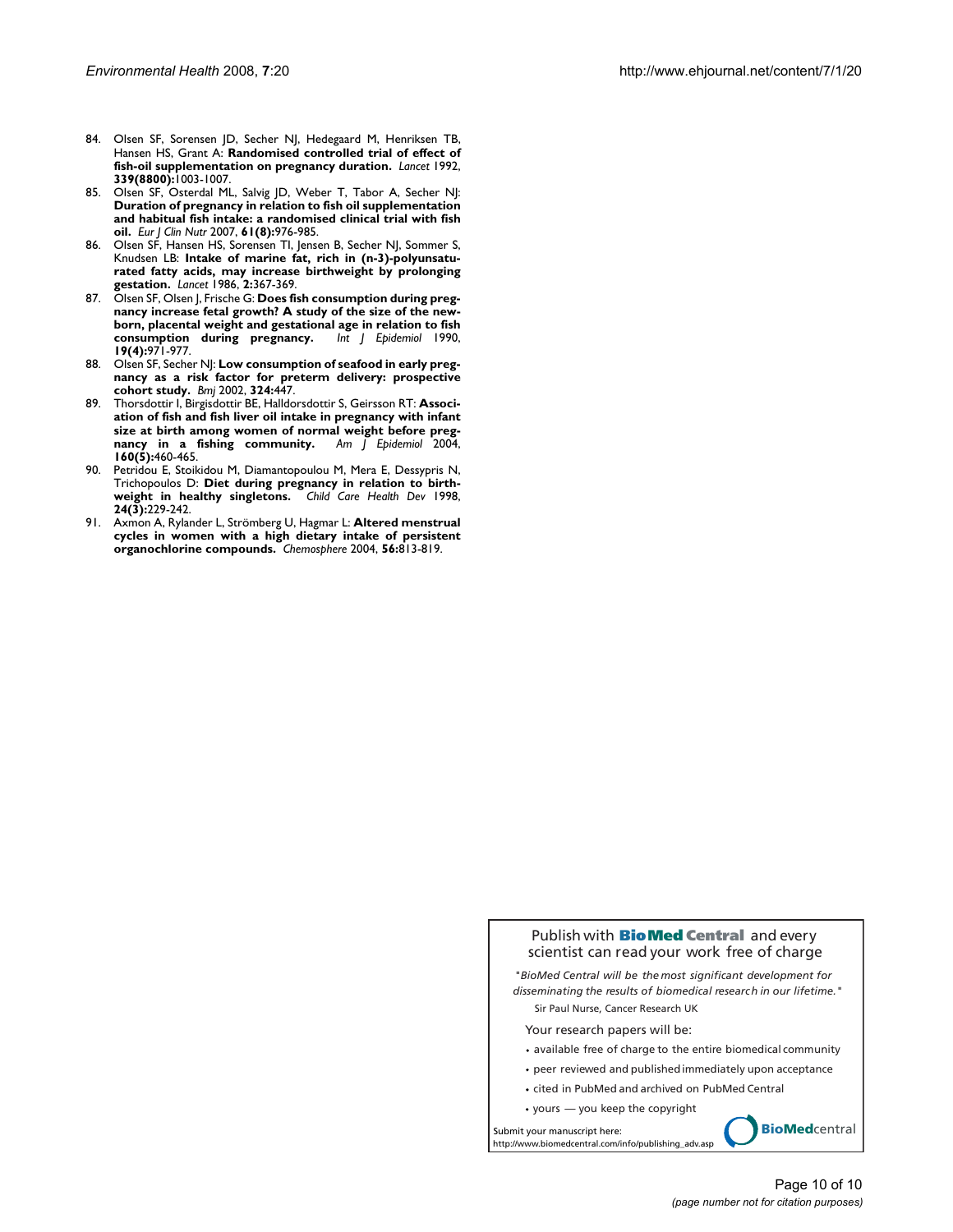84. Olsen SF, Sorensen JD, Secher NJ, Hedegaard M, Henriksen TB, Hansen HS, Grant A: **Randomised controlled trial of effect of fish-oil supplementation on pregnancy duration.** *Lancet* 1992, **339(8800):**1003-1007.
85. Olsen SF, Osterdal ML, Salvig JD, Weber T, Tabor A, Secher NJ: **Duration of pregnancy in relation to fish oil supplementation and habitual fish intake: a randomised clinical trial with fish oil.** *Eur J Clin Nutr* 2007, **61(8):**976-985.
86. Olsen SF, Hansen HS, Sorensen TI, Jensen B, Secher NJ, Sommer S, Knudsen LB: **Intake of marine fat, rich in (n-3)-polyunsaturated fatty acids, may increase birthweight by prolonging gestation.** *Lancet* 1986, **2:**367-369.
87. Olsen SF, Olsen J, Frische G: **Does fish consumption during pregnancy increase fetal growth? A study of the size of the newborn, placental weight and gestational age in relation to fish consumption during pregnancy.** *Int J Epidemiol* 1990, **19(4):**971-977.
88. Olsen SF, Secher NJ: **Low consumption of seafood in early pregnancy as a risk factor for preterm delivery: prospective cohort study.** *Bmj* 2002, **324:**447.
89. Thorsdottir I, Birgisdottir BE, Halldorsdottir S, Geirsson RT: **Association of fish and fish liver oil intake in pregnancy with infant size at birth among women of normal weight before pregnancy in a fishing community.** *Am J Epidemiol* 2004, **160(5):**460-465.
90. Petridou E, Stoikidou M, Diamantopoulou M, Mera E, Dessypris N, Trichopoulos D: **Diet during pregnancy in relation to birthweight in healthy singletons.** *Child Care Health Dev* 1998, **24(3):**229-242.
91. Axmon A, Rylander L, Strömberg U, Hagmar L: **Altered menstrual cycles in women with a high dietary intake of persistent organochlorine compounds.** *Chemosphere* 2004, **56:**813-819.

Publish with **BioMed Central** and every scientist can read your work free of charge

*"BioMed Central will be the most significant development for disseminating the results of biomedical research in our lifetime."*
Sir Paul Nurse, Cancer Research UK

Your research papers will be:

- available free of charge to the entire biomedical community
- peer reviewed and published immediately upon acceptance
- cited in PubMed and archived on PubMed Central
- yours — you keep the copyright

Submit your manuscript here:
http://www.biomedcentral.com/info/publishing_adv.asp

**BioMed**central